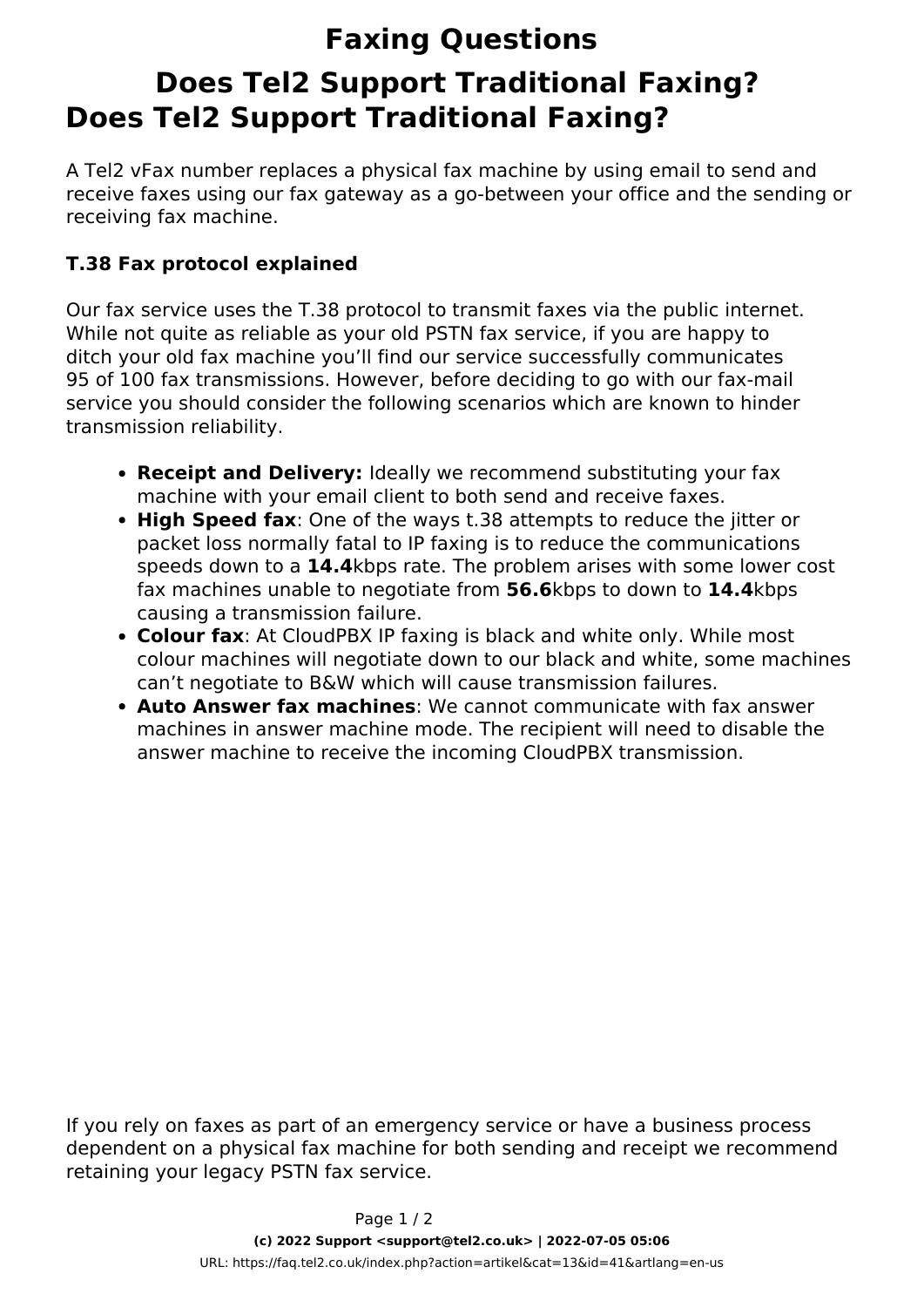# Faxing Questions

## Does Tel2 Support Traditional Faxing?

## Does Tel2 Support Traditional Faxing?

A Tel2 vFax number replaces a physical fax machine by using email to send and receive faxes using our fax gateway as a go-between your office and the sending or receiving fax machine.

**T.38 Fax protocol explained**

Our fax service uses the T.38 protocol to transmit faxes via the public internet. While not quite as reliable as your old PSTN fax service, if you are happy to ditch your old fax machine you'll find our service successfully communicates 95 of 100 fax transmissions. However, before deciding to go with our fax-mail service you should consider the following scenarios which are known to hinder transmission reliability.

- **Receipt and Delivery:** Ideally we recommend substituting your fax machine with your email client to both send and receive faxes.
- **High Speed fax**: One of the ways t.38 attempts to reduce the jitter or packet loss normally fatal to IP faxing is to reduce the communications speeds down to a **14.4**kbps rate. The problem arises with some lower cost fax machines unable to negotiate from **56.6**kbps to down to **14.4**kbps causing a transmission failure.
- **Colour fax**: At CloudPBX IP faxing is black and white only. While most colour machines will negotiate down to our black and white, some machines can't negotiate to B&W which will cause transmission failures.
- **Auto Answer fax machines**: We cannot communicate with fax answer machines in answer machine mode. The recipient will need to disable the answer machine to receive the incoming CloudPBX transmission.

If you rely on faxes as part of an emergency service or have a business process dependent on a physical fax machine for both sending and receipt we recommend retaining your legacy PSTN fax service.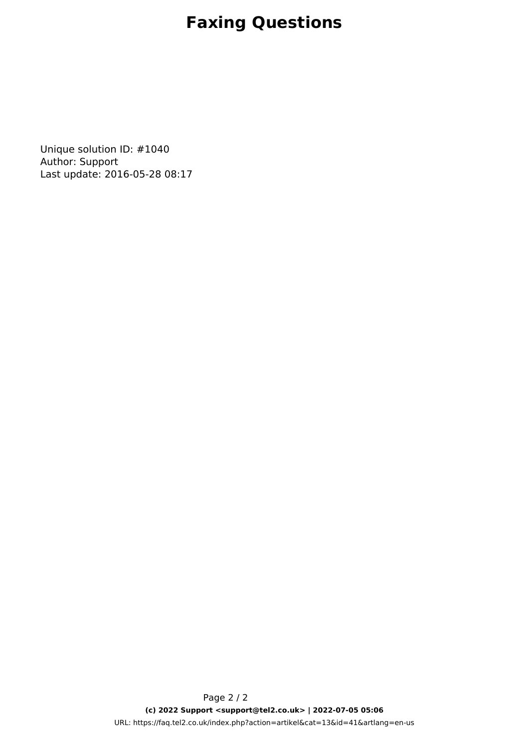Unique solution ID: #1040
Author: Support
Last update: 2016-05-28 08:17